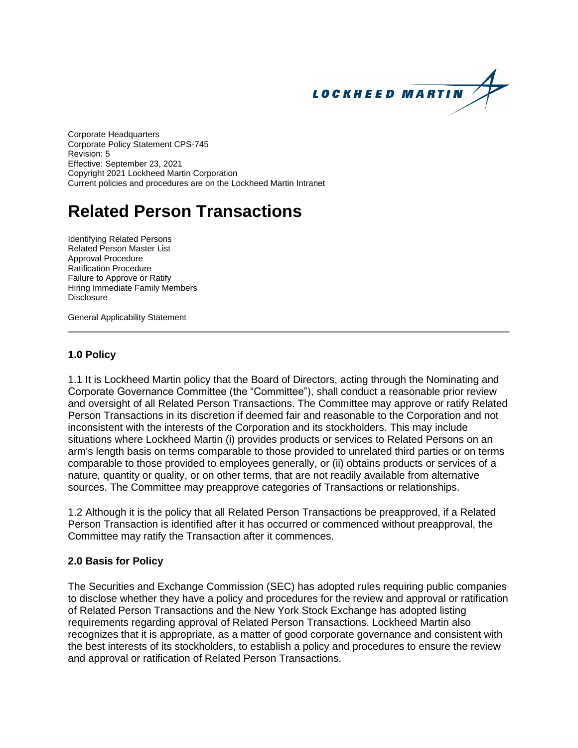Corporate Headquarters
Corporate Policy Statement CPS-745
Revision: 5
Effective: September 23, 2021
Copyright 2021 Lockheed Martin Corporation
Current policies and procedures are on the Lockheed Martin Intranet

# Related Person Transactions

Identifying Related Persons
Related Person Master List
Approval Procedure
Ratification Procedure
Failure to Approve or Ratify
Hiring Immediate Family Members
Disclosure

General Applicability Statement

---

### 1.0 Policy

1.1 It is Lockheed Martin policy that the Board of Directors, acting through the Nominating and Corporate Governance Committee (the "Committee"), shall conduct a reasonable prior review and oversight of all Related Person Transactions. The Committee may approve or ratify Related Person Transactions in its discretion if deemed fair and reasonable to the Corporation and not inconsistent with the interests of the Corporation and its stockholders. This may include situations where Lockheed Martin (i) provides products or services to Related Persons on an arm's length basis on terms comparable to those provided to unrelated third parties or on terms comparable to those provided to employees generally, or (ii) obtains products or services of a nature, quantity or quality, or on other terms, that are not readily available from alternative sources. The Committee may preapprove categories of Transactions or relationships.

1.2 Although it is the policy that all Related Person Transactions be preapproved, if a Related Person Transaction is identified after it has occurred or commenced without preapproval, the Committee may ratify the Transaction after it commences.

### 2.0 Basis for Policy

The Securities and Exchange Commission (SEC) has adopted rules requiring public companies to disclose whether they have a policy and procedures for the review and approval or ratification of Related Person Transactions and the New York Stock Exchange has adopted listing requirements regarding approval of Related Person Transactions. Lockheed Martin also recognizes that it is appropriate, as a matter of good corporate governance and consistent with the best interests of its stockholders, to establish a policy and procedures to ensure the review and approval or ratification of Related Person Transactions.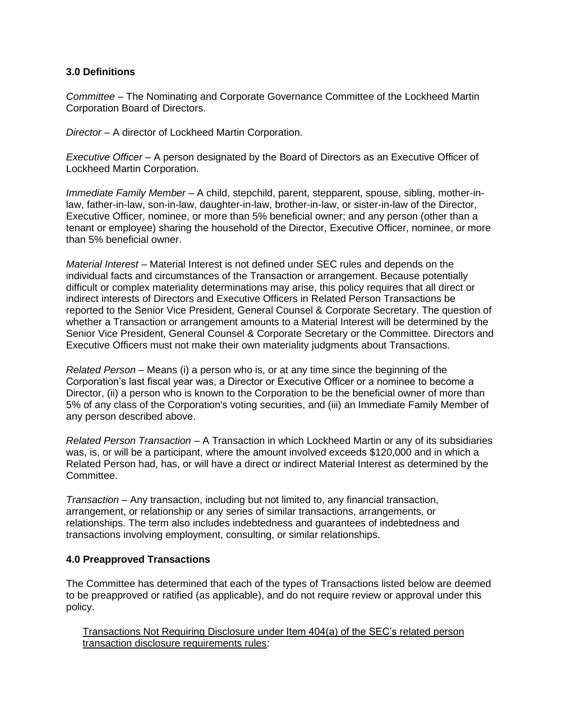### 3.0 Definitions

*Committee* – The Nominating and Corporate Governance Committee of the Lockheed Martin Corporation Board of Directors.

*Director* – A director of Lockheed Martin Corporation.

*Executive Officer* – A person designated by the Board of Directors as an Executive Officer of Lockheed Martin Corporation.

*Immediate Family Member* – A child, stepchild, parent, stepparent, spouse, sibling, mother-in-law, father-in-law, son-in-law, daughter-in-law, brother-in-law, or sister-in-law of the Director, Executive Officer, nominee, or more than 5% beneficial owner; and any person (other than a tenant or employee) sharing the household of the Director, Executive Officer, nominee, or more than 5% beneficial owner.

*Material Interest* – Material Interest is not defined under SEC rules and depends on the individual facts and circumstances of the Transaction or arrangement. Because potentially difficult or complex materiality determinations may arise, this policy requires that all direct or indirect interests of Directors and Executive Officers in Related Person Transactions be reported to the Senior Vice President, General Counsel & Corporate Secretary. The question of whether a Transaction or arrangement amounts to a Material Interest will be determined by the Senior Vice President, General Counsel & Corporate Secretary or the Committee. Directors and Executive Officers must not make their own materiality judgments about Transactions.

*Related Person* – Means (i) a person who is, or at any time since the beginning of the Corporation's last fiscal year was, a Director or Executive Officer or a nominee to become a Director, (ii) a person who is known to the Corporation to be the beneficial owner of more than 5% of any class of the Corporation's voting securities, and (iii) an Immediate Family Member of any person described above.

*Related Person Transaction* – A Transaction in which Lockheed Martin or any of its subsidiaries was, is, or will be a participant, where the amount involved exceeds $120,000 and in which a Related Person had, has, or will have a direct or indirect Material Interest as determined by the Committee.

*Transaction* – Any transaction, including but not limited to, any financial transaction, arrangement, or relationship or any series of similar transactions, arrangements, or relationships. The term also includes indebtedness and guarantees of indebtedness and transactions involving employment, consulting, or similar relationships.

### 4.0 Preapproved Transactions

The Committee has determined that each of the types of Transactions listed below are deemed to be preapproved or ratified (as applicable), and do not require review or approval under this policy.

<u>Transactions Not Requiring Disclosure under Item 404(a) of the SEC's related person transaction disclosure requirements rules</u>: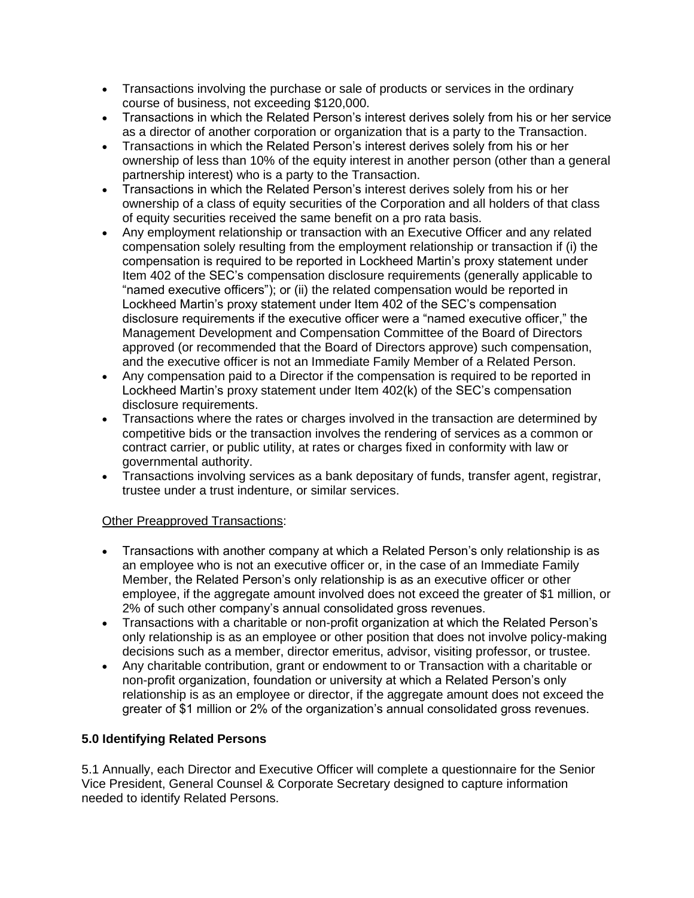- Transactions involving the purchase or sale of products or services in the ordinary course of business, not exceeding $120,000.
- Transactions in which the Related Person's interest derives solely from his or her service as a director of another corporation or organization that is a party to the Transaction.
- Transactions in which the Related Person's interest derives solely from his or her ownership of less than 10% of the equity interest in another person (other than a general partnership interest) who is a party to the Transaction.
- Transactions in which the Related Person's interest derives solely from his or her ownership of a class of equity securities of the Corporation and all holders of that class of equity securities received the same benefit on a pro rata basis.
- Any employment relationship or transaction with an Executive Officer and any related compensation solely resulting from the employment relationship or transaction if (i) the compensation is required to be reported in Lockheed Martin's proxy statement under Item 402 of the SEC's compensation disclosure requirements (generally applicable to "named executive officers"); or (ii) the related compensation would be reported in Lockheed Martin's proxy statement under Item 402 of the SEC's compensation disclosure requirements if the executive officer were a "named executive officer," the Management Development and Compensation Committee of the Board of Directors approved (or recommended that the Board of Directors approve) such compensation, and the executive officer is not an Immediate Family Member of a Related Person.
- Any compensation paid to a Director if the compensation is required to be reported in Lockheed Martin's proxy statement under Item 402(k) of the SEC's compensation disclosure requirements.
- Transactions where the rates or charges involved in the transaction are determined by competitive bids or the transaction involves the rendering of services as a common or contract carrier, or public utility, at rates or charges fixed in conformity with law or governmental authority.
- Transactions involving services as a bank depositary of funds, transfer agent, registrar, trustee under a trust indenture, or similar services.

Other Preapproved Transactions:

- Transactions with another company at which a Related Person's only relationship is as an employee who is not an executive officer or, in the case of an Immediate Family Member, the Related Person's only relationship is as an executive officer or other employee, if the aggregate amount involved does not exceed the greater of $1 million, or 2% of such other company's annual consolidated gross revenues.
- Transactions with a charitable or non-profit organization at which the Related Person's only relationship is as an employee or other position that does not involve policy-making decisions such as a member, director emeritus, advisor, visiting professor, or trustee.
- Any charitable contribution, grant or endowment to or Transaction with a charitable or non-profit organization, foundation or university at which a Related Person's only relationship is as an employee or director, if the aggregate amount does not exceed the greater of $1 million or 2% of the organization's annual consolidated gross revenues.

**5.0 Identifying Related Persons**

5.1 Annually, each Director and Executive Officer will complete a questionnaire for the Senior Vice President, General Counsel & Corporate Secretary designed to capture information needed to identify Related Persons.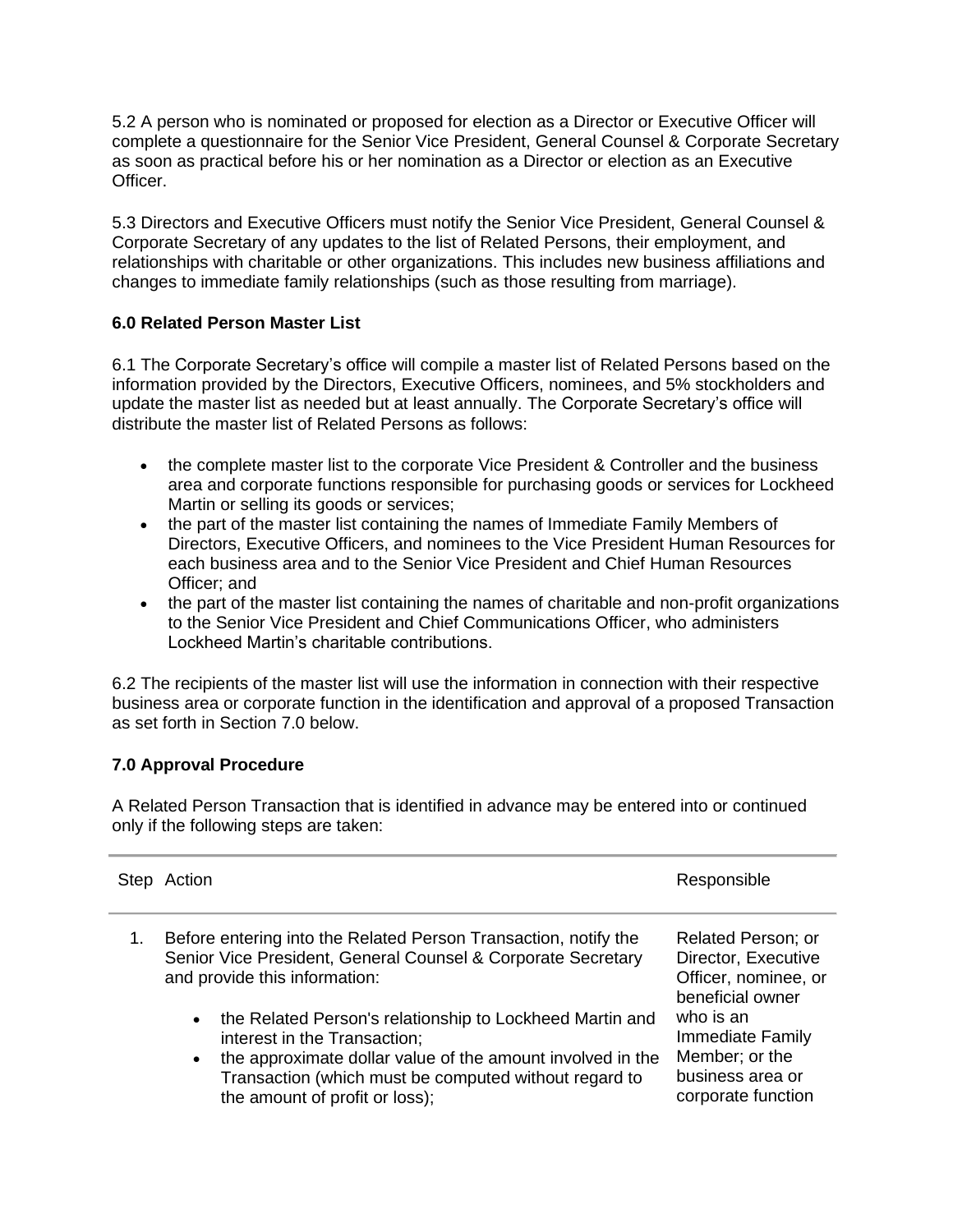5.2 A person who is nominated or proposed for election as a Director or Executive Officer will complete a questionnaire for the Senior Vice President, General Counsel & Corporate Secretary as soon as practical before his or her nomination as a Director or election as an Executive Officer.

5.3 Directors and Executive Officers must notify the Senior Vice President, General Counsel & Corporate Secretary of any updates to the list of Related Persons, their employment, and relationships with charitable or other organizations. This includes new business affiliations and changes to immediate family relationships (such as those resulting from marriage).

### 6.0 Related Person Master List

6.1 The Corporate Secretary's office will compile a master list of Related Persons based on the information provided by the Directors, Executive Officers, nominees, and 5% stockholders and update the master list as needed but at least annually. The Corporate Secretary's office will distribute the master list of Related Persons as follows:

- the complete master list to the corporate Vice President & Controller and the business area and corporate functions responsible for purchasing goods or services for Lockheed Martin or selling its goods or services;
- the part of the master list containing the names of Immediate Family Members of Directors, Executive Officers, and nominees to the Vice President Human Resources for each business area and to the Senior Vice President and Chief Human Resources Officer; and
- the part of the master list containing the names of charitable and non-profit organizations to the Senior Vice President and Chief Communications Officer, who administers Lockheed Martin's charitable contributions.

6.2 The recipients of the master list will use the information in connection with their respective business area or corporate function in the identification and approval of a proposed Transaction as set forth in Section 7.0 below.

### 7.0 Approval Procedure

A Related Person Transaction that is identified in advance may be entered into or continued only if the following steps are taken:

| Step | Action | Responsible |
|---|---|---|
| 1. | Before entering into the Related Person Transaction, notify the Senior Vice President, General Counsel & Corporate Secretary and provide this information:<br>• the Related Person's relationship to Lockheed Martin and interest in the Transaction;<br>• the approximate dollar value of the amount involved in the Transaction (which must be computed without regard to the amount of profit or loss); | Related Person; or Director, Executive Officer, nominee, or beneficial owner who is an Immediate Family Member; or the business area or corporate function |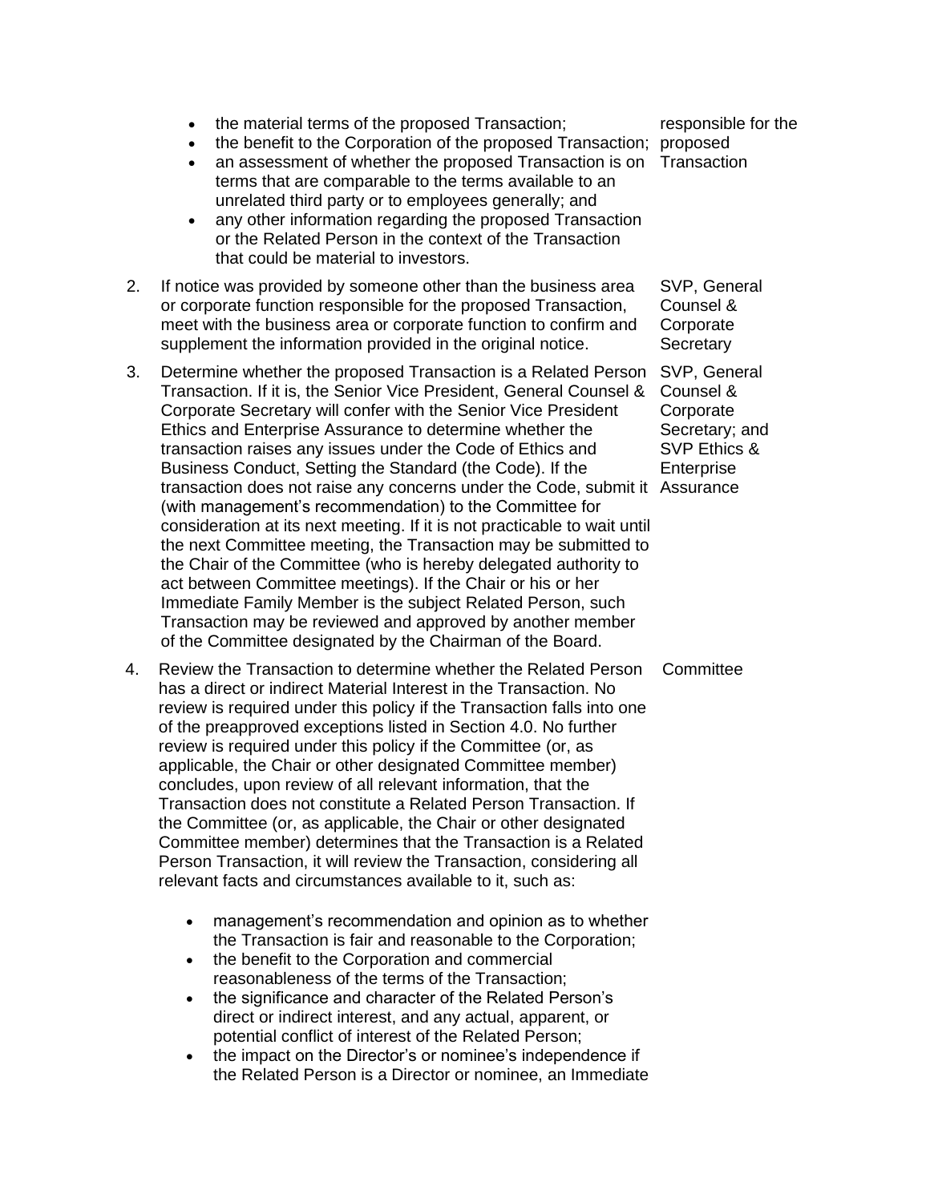| Step | Action | Responsibility |
|---|---|---|
| | • the material terms of the proposed Transaction;<br>• the benefit to the Corporation of the proposed Transaction;<br>• an assessment of whether the proposed Transaction is on terms that are comparable to the terms available to an unrelated third party or to employees generally; and<br>• any other information regarding the proposed Transaction or the Related Person in the context of the Transaction that could be material to investors. | responsible for the proposed Transaction |
| 2. | If notice was provided by someone other than the business area or corporate function responsible for the proposed Transaction, meet with the business area or corporate function to confirm and supplement the information provided in the original notice. | SVP, General Counsel & Corporate Secretary |
| 3. | Determine whether the proposed Transaction is a Related Person Transaction. If it is, the Senior Vice President, General Counsel & Corporate Secretary will confer with the Senior Vice President Ethics and Enterprise Assurance to determine whether the transaction raises any issues under the Code of Ethics and Business Conduct, Setting the Standard (the Code). If the transaction does not raise any concerns under the Code, submit it (with management's recommendation) to the Committee for consideration at its next meeting. If it is not practicable to wait until the next Committee meeting, the Transaction may be submitted to the Chair of the Committee (who is hereby delegated authority to act between Committee meetings). If the Chair or his or her Immediate Family Member is the subject Related Person, such Transaction may be reviewed and approved by another member of the Committee designated by the Chairman of the Board. | SVP, General Counsel & Corporate Secretary; and SVP Ethics & Enterprise Assurance |
| 4. | Review the Transaction to determine whether the Related Person has a direct or indirect Material Interest in the Transaction. No review is required under this policy if the Transaction falls into one of the preapproved exceptions listed in Section 4.0. No further review is required under this policy if the Committee (or, as applicable, the Chair or other designated Committee member) concludes, upon review of all relevant information, that the Transaction does not constitute a Related Person Transaction. If the Committee (or, as applicable, the Chair or other designated Committee member) determines that the Transaction is a Related Person Transaction, it will review the Transaction, considering all relevant facts and circumstances available to it, such as:<br><br>• management's recommendation and opinion as to whether the Transaction is fair and reasonable to the Corporation;<br>• the benefit to the Corporation and commercial reasonableness of the terms of the Transaction;<br>• the significance and character of the Related Person's direct or indirect interest, and any actual, apparent, or potential conflict of interest of the Related Person;<br>• the impact on the Director's or nominee's independence if the Related Person is a Director or nominee, an Immediate | Committee |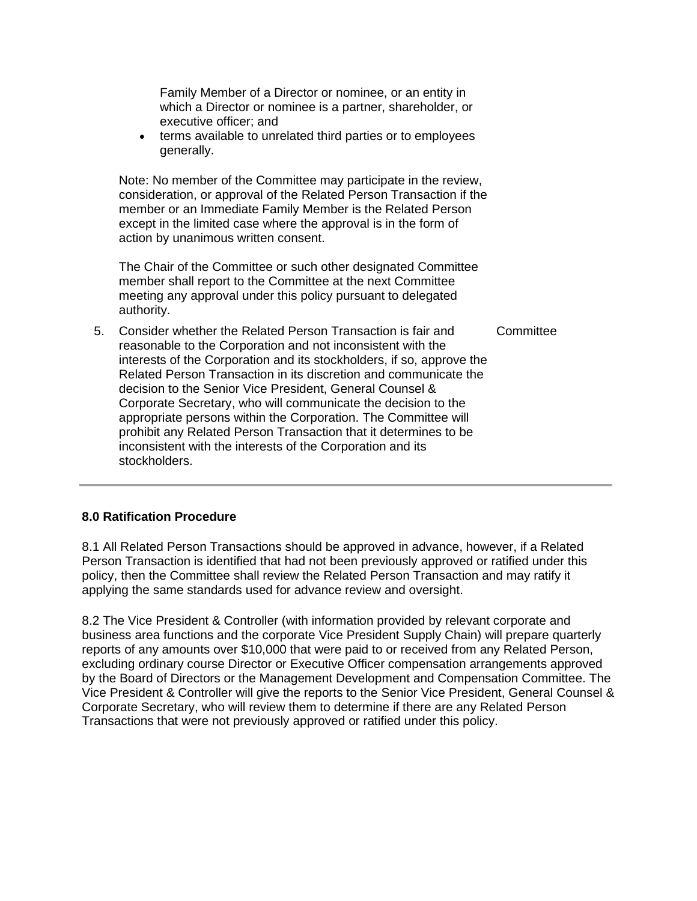Family Member of a Director or nominee, or an entity in which a Director or nominee is a partner, shareholder, or executive officer; and
- terms available to unrelated third parties or to employees generally.

Note: No member of the Committee may participate in the review, consideration, or approval of the Related Person Transaction if the member or an Immediate Family Member is the Related Person except in the limited case where the approval is in the form of action by unanimous written consent.

The Chair of the Committee or such other designated Committee member shall report to the Committee at the next Committee meeting any approval under this policy pursuant to delegated authority.

| | | |
|---|---|---|
| 5. | Consider whether the Related Person Transaction is fair and reasonable to the Corporation and not inconsistent with the interests of the Corporation and its stockholders, if so, approve the Related Person Transaction in its discretion and communicate the decision to the Senior Vice President, General Counsel & Corporate Secretary, who will communicate the decision to the appropriate persons within the Corporation. The Committee will prohibit any Related Person Transaction that it determines to be inconsistent with the interests of the Corporation and its stockholders. | Committee |

---

**8.0 Ratification Procedure**

8.1 All Related Person Transactions should be approved in advance, however, if a Related Person Transaction is identified that had not been previously approved or ratified under this policy, then the Committee shall review the Related Person Transaction and may ratify it applying the same standards used for advance review and oversight.

8.2 The Vice President & Controller (with information provided by relevant corporate and business area functions and the corporate Vice President Supply Chain) will prepare quarterly reports of any amounts over $10,000 that were paid to or received from any Related Person, excluding ordinary course Director or Executive Officer compensation arrangements approved by the Board of Directors or the Management Development and Compensation Committee. The Vice President & Controller will give the reports to the Senior Vice President, General Counsel & Corporate Secretary, who will review them to determine if there are any Related Person Transactions that were not previously approved or ratified under this policy.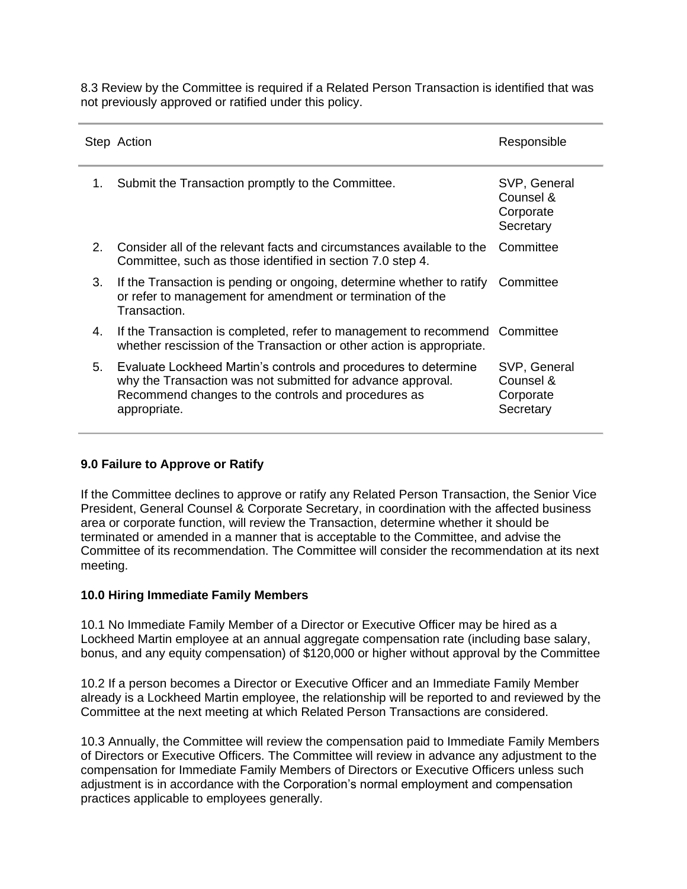8.3 Review by the Committee is required if a Related Person Transaction is identified that was not previously approved or ratified under this policy.

| Step | Action | Responsible |
|---|---|---|
| 1. | Submit the Transaction promptly to the Committee. | SVP, General Counsel & Corporate Secretary |
| 2. | Consider all of the relevant facts and circumstances available to the Committee, such as those identified in section 7.0 step 4. | Committee |
| 3. | If the Transaction is pending or ongoing, determine whether to ratify or refer to management for amendment or termination of the Transaction. | Committee |
| 4. | If the Transaction is completed, refer to management to recommend whether rescission of the Transaction or other action is appropriate. | Committee |
| 5. | Evaluate Lockheed Martin's controls and procedures to determine why the Transaction was not submitted for advance approval. Recommend changes to the controls and procedures as appropriate. | SVP, General Counsel & Corporate Secretary |

**9.0 Failure to Approve or Ratify**

If the Committee declines to approve or ratify any Related Person Transaction, the Senior Vice President, General Counsel & Corporate Secretary, in coordination with the affected business area or corporate function, will review the Transaction, determine whether it should be terminated or amended in a manner that is acceptable to the Committee, and advise the Committee of its recommendation. The Committee will consider the recommendation at its next meeting.

**10.0 Hiring Immediate Family Members**

10.1 No Immediate Family Member of a Director or Executive Officer may be hired as a Lockheed Martin employee at an annual aggregate compensation rate (including base salary, bonus, and any equity compensation) of $120,000 or higher without approval by the Committee

10.2 If a person becomes a Director or Executive Officer and an Immediate Family Member already is a Lockheed Martin employee, the relationship will be reported to and reviewed by the Committee at the next meeting at which Related Person Transactions are considered.

10.3 Annually, the Committee will review the compensation paid to Immediate Family Members of Directors or Executive Officers. The Committee will review in advance any adjustment to the compensation for Immediate Family Members of Directors or Executive Officers unless such adjustment is in accordance with the Corporation's normal employment and compensation practices applicable to employees generally.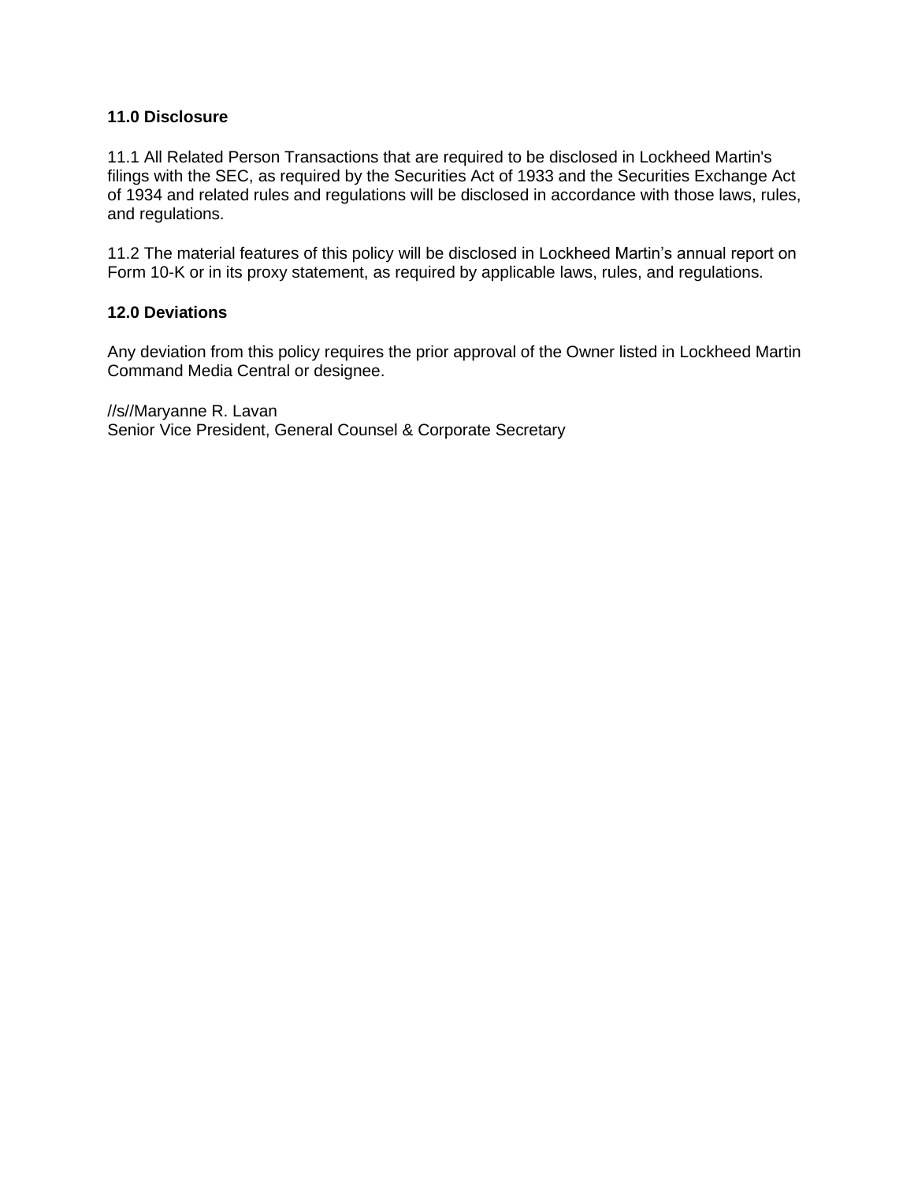**11.0 Disclosure**

11.1 All Related Person Transactions that are required to be disclosed in Lockheed Martin's filings with the SEC, as required by the Securities Act of 1933 and the Securities Exchange Act of 1934 and related rules and regulations will be disclosed in accordance with those laws, rules, and regulations.

11.2 The material features of this policy will be disclosed in Lockheed Martin's annual report on Form 10-K or in its proxy statement, as required by applicable laws, rules, and regulations.

**12.0 Deviations**

Any deviation from this policy requires the prior approval of the Owner listed in Lockheed Martin Command Media Central or designee.

//s//Maryanne R. Lavan
Senior Vice President, General Counsel & Corporate Secretary